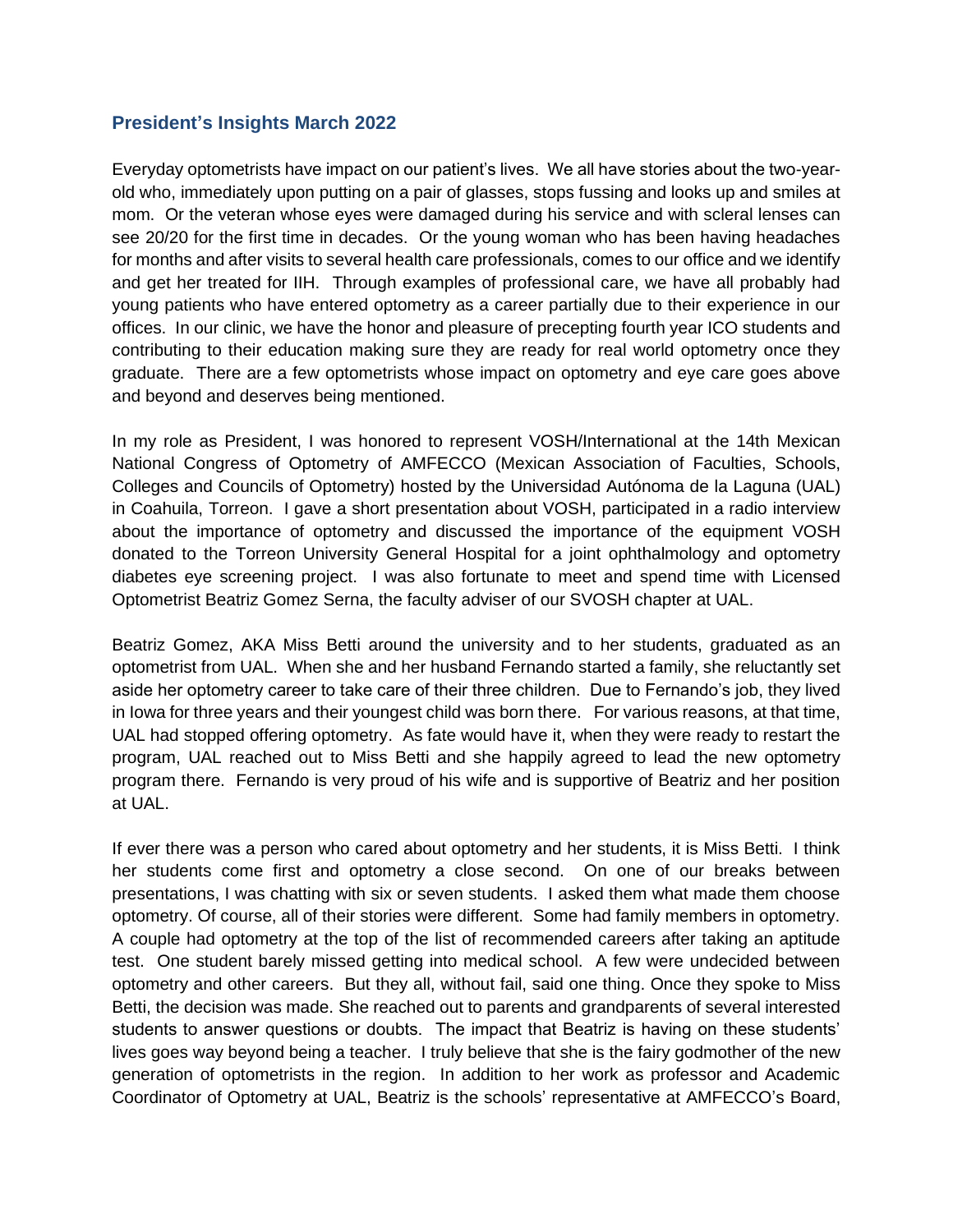## President's Insights March 2022

Everyday optometrists have impact on our patient's lives. We all have stories about the two-year-old who, immediately upon putting on a pair of glasses, stops fussing and looks up and smiles at mom. Or the veteran whose eyes were damaged during his service and with scleral lenses can see 20/20 for the first time in decades. Or the young woman who has been having headaches for months and after visits to several health care professionals, comes to our office and we identify and get her treated for IIH. Through examples of professional care, we have all probably had young patients who have entered optometry as a career partially due to their experience in our offices. In our clinic, we have the honor and pleasure of precepting fourth year ICO students and contributing to their education making sure they are ready for real world optometry once they graduate. There are a few optometrists whose impact on optometry and eye care goes above and beyond and deserves being mentioned.

In my role as President, I was honored to represent VOSH/International at the 14th Mexican National Congress of Optometry of AMFECCO (Mexican Association of Faculties, Schools, Colleges and Councils of Optometry) hosted by the Universidad Autónoma de la Laguna (UAL) in Coahuila, Torreon. I gave a short presentation about VOSH, participated in a radio interview about the importance of optometry and discussed the importance of the equipment VOSH donated to the Torreon University General Hospital for a joint ophthalmology and optometry diabetes eye screening project. I was also fortunate to meet and spend time with Licensed Optometrist Beatriz Gomez Serna, the faculty adviser of our SVOSH chapter at UAL.

Beatriz Gomez, AKA Miss Betti around the university and to her students, graduated as an optometrist from UAL. When she and her husband Fernando started a family, she reluctantly set aside her optometry career to take care of their three children. Due to Fernando's job, they lived in Iowa for three years and their youngest child was born there. For various reasons, at that time, UAL had stopped offering optometry. As fate would have it, when they were ready to restart the program, UAL reached out to Miss Betti and she happily agreed to lead the new optometry program there. Fernando is very proud of his wife and is supportive of Beatriz and her position at UAL.

If ever there was a person who cared about optometry and her students, it is Miss Betti. I think her students come first and optometry a close second. On one of our breaks between presentations, I was chatting with six or seven students. I asked them what made them choose optometry. Of course, all of their stories were different. Some had family members in optometry. A couple had optometry at the top of the list of recommended careers after taking an aptitude test. One student barely missed getting into medical school. A few were undecided between optometry and other careers. But they all, without fail, said one thing. Once they spoke to Miss Betti, the decision was made. She reached out to parents and grandparents of several interested students to answer questions or doubts. The impact that Beatriz is having on these students' lives goes way beyond being a teacher. I truly believe that she is the fairy godmother of the new generation of optometrists in the region. In addition to her work as professor and Academic Coordinator of Optometry at UAL, Beatriz is the schools' representative at AMFECCO's Board,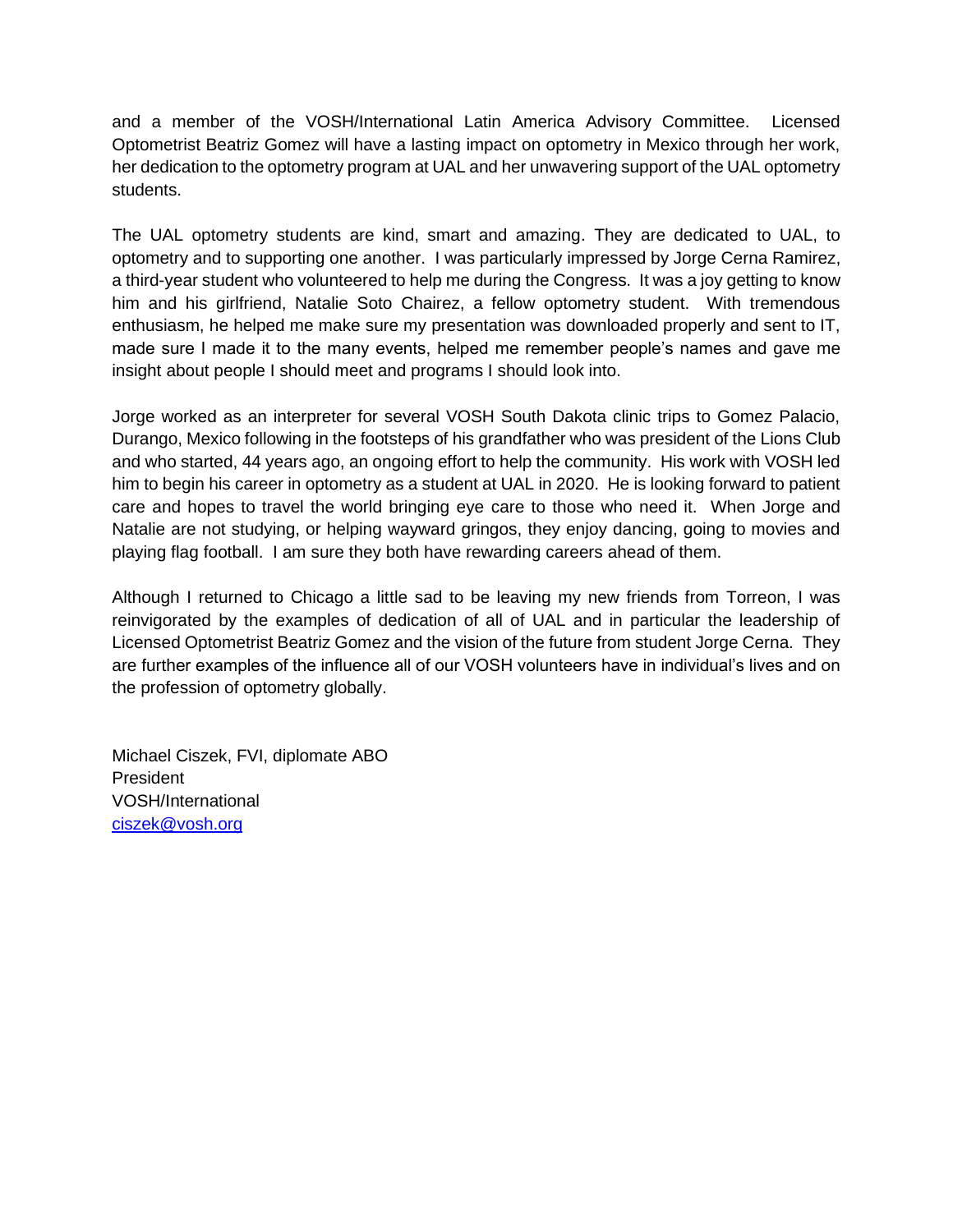and a member of the VOSH/International Latin America Advisory Committee. Licensed Optometrist Beatriz Gomez will have a lasting impact on optometry in Mexico through her work, her dedication to the optometry program at UAL and her unwavering support of the UAL optometry students.

The UAL optometry students are kind, smart and amazing. They are dedicated to UAL, to optometry and to supporting one another. I was particularly impressed by Jorge Cerna Ramirez, a third-year student who volunteered to help me during the Congress. It was a joy getting to know him and his girlfriend, Natalie Soto Chairez, a fellow optometry student. With tremendous enthusiasm, he helped me make sure my presentation was downloaded properly and sent to IT, made sure I made it to the many events, helped me remember people's names and gave me insight about people I should meet and programs I should look into.

Jorge worked as an interpreter for several VOSH South Dakota clinic trips to Gomez Palacio, Durango, Mexico following in the footsteps of his grandfather who was president of the Lions Club and who started, 44 years ago, an ongoing effort to help the community. His work with VOSH led him to begin his career in optometry as a student at UAL in 2020. He is looking forward to patient care and hopes to travel the world bringing eye care to those who need it. When Jorge and Natalie are not studying, or helping wayward gringos, they enjoy dancing, going to movies and playing flag football. I am sure they both have rewarding careers ahead of them.

Although I returned to Chicago a little sad to be leaving my new friends from Torreon, I was reinvigorated by the examples of dedication of all of UAL and in particular the leadership of Licensed Optometrist Beatriz Gomez and the vision of the future from student Jorge Cerna. They are further examples of the influence all of our VOSH volunteers have in individual's lives and on the profession of optometry globally.

Michael Ciszek, FVI, diplomate ABO
President
VOSH/International
ciszek@vosh.org